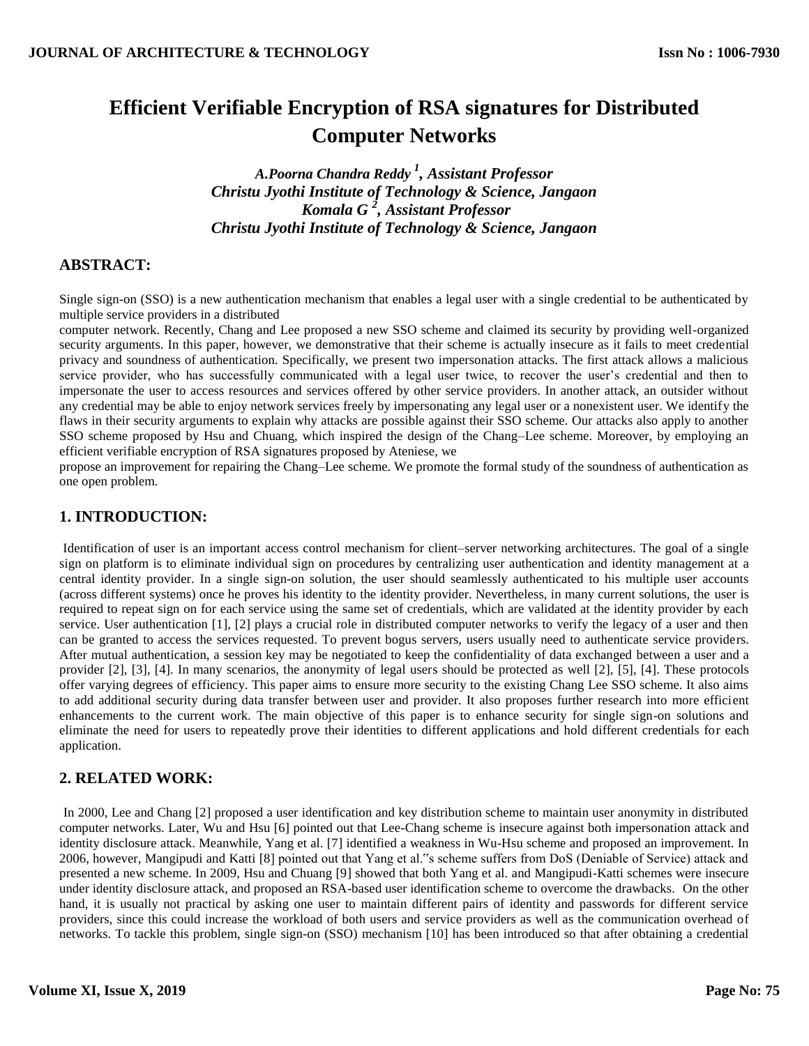# Efficient Verifiable Encryption of RSA signatures for Distributed Computer Networks

***A.Poorna Chandra Reddy [1], Assistant Professor***
***Christu Jyothi Institute of Technology & Science, Jangaon***
***Komala G [2], Assistant Professor***
***Christu Jyothi Institute of Technology & Science, Jangaon***

## ABSTRACT:

Single sign-on (SSO) is a new authentication mechanism that enables a legal user with a single credential to be authenticated by multiple service providers in a distributed computer network. Recently, Chang and Lee proposed a new SSO scheme and claimed its security by providing well-organized security arguments. In this paper, however, we demonstrative that their scheme is actually insecure as it fails to meet credential privacy and soundness of authentication. Specifically, we present two impersonation attacks. The first attack allows a malicious service provider, who has successfully communicated with a legal user twice, to recover the user's credential and then to impersonate the user to access resources and services offered by other service providers. In another attack, an outsider without any credential may be able to enjoy network services freely by impersonating any legal user or a nonexistent user. We identify the flaws in their security arguments to explain why attacks are possible against their SSO scheme. Our attacks also apply to another SSO scheme proposed by Hsu and Chuang, which inspired the design of the Chang–Lee scheme. Moreover, by employing an efficient verifiable encryption of RSA signatures proposed by Ateniese, we propose an improvement for repairing the Chang–Lee scheme. We promote the formal study of the soundness of authentication as one open problem.

## 1. INTRODUCTION:

Identification of user is an important access control mechanism for client–server networking architectures. The goal of a single sign on platform is to eliminate individual sign on procedures by centralizing user authentication and identity management at a central identity provider. In a single sign-on solution, the user should seamlessly authenticated to his multiple user accounts (across different systems) once he proves his identity to the identity provider. Nevertheless, in many current solutions, the user is required to repeat sign on for each service using the same set of credentials, which are validated at the identity provider by each service. User authentication [1], [2] plays a crucial role in distributed computer networks to verify the legacy of a user and then can be granted to access the services requested. To prevent bogus servers, users usually need to authenticate service providers. After mutual authentication, a session key may be negotiated to keep the confidentiality of data exchanged between a user and a provider [2], [3], [4]. In many scenarios, the anonymity of legal users should be protected as well [2], [5], [4]. These protocols offer varying degrees of efficiency. This paper aims to ensure more security to the existing Chang Lee SSO scheme. It also aims to add additional security during data transfer between user and provider. It also proposes further research into more efficient enhancements to the current work. The main objective of this paper is to enhance security for single sign-on solutions and eliminate the need for users to repeatedly prove their identities to different applications and hold different credentials for each application.

## 2. RELATED WORK:

In 2000, Lee and Chang [2] proposed a user identification and key distribution scheme to maintain user anonymity in distributed computer networks. Later, Wu and Hsu [6] pointed out that Lee-Chang scheme is insecure against both impersonation attack and identity disclosure attack. Meanwhile, Yang et al. [7] identified a weakness in Wu-Hsu scheme and proposed an improvement. In 2006, however, Mangipudi and Katti [8] pointed out that Yang et al."s scheme suffers from DoS (Deniable of Service) attack and presented a new scheme. In 2009, Hsu and Chuang [9] showed that both Yang et al. and Mangipudi-Katti schemes were insecure under identity disclosure attack, and proposed an RSA-based user identification scheme to overcome the drawbacks. On the other hand, it is usually not practical by asking one user to maintain different pairs of identity and passwords for different service providers, since this could increase the workload of both users and service providers as well as the communication overhead of networks. To tackle this problem, single sign-on (SSO) mechanism [10] has been introduced so that after obtaining a credential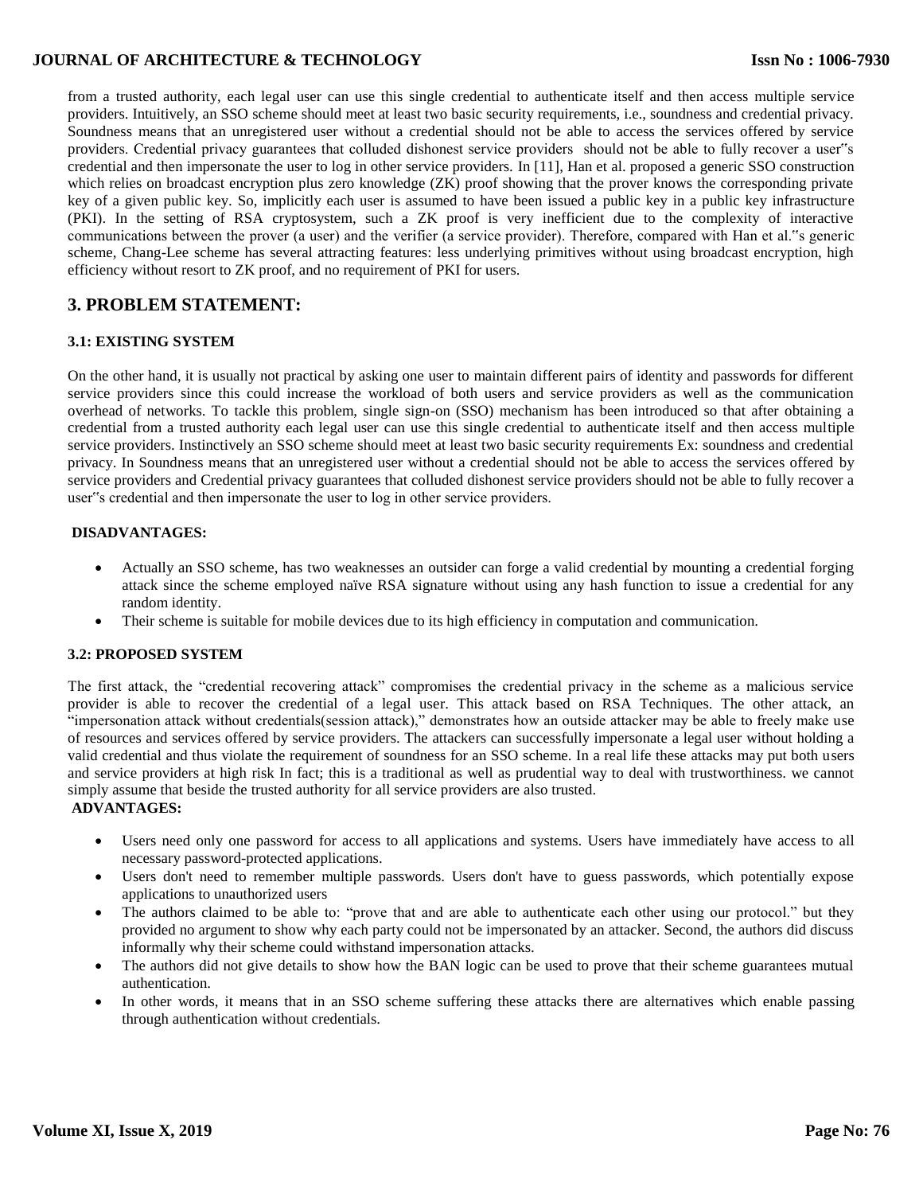from a trusted authority, each legal user can use this single credential to authenticate itself and then access multiple service providers. Intuitively, an SSO scheme should meet at least two basic security requirements, i.e., soundness and credential privacy. Soundness means that an unregistered user without a credential should not be able to access the services offered by service providers. Credential privacy guarantees that colluded dishonest service providers should not be able to fully recover a user"s credential and then impersonate the user to log in other service providers. In [11], Han et al. proposed a generic SSO construction which relies on broadcast encryption plus zero knowledge (ZK) proof showing that the prover knows the corresponding private key of a given public key. So, implicitly each user is assumed to have been issued a public key in a public key infrastructure (PKI). In the setting of RSA cryptosystem, such a ZK proof is very inefficient due to the complexity of interactive communications between the prover (a user) and the verifier (a service provider). Therefore, compared with Han et al."s generic scheme, Chang-Lee scheme has several attracting features: less underlying primitives without using broadcast encryption, high efficiency without resort to ZK proof, and no requirement of PKI for users.

## 3. PROBLEM STATEMENT:

### 3.1: EXISTING SYSTEM

On the other hand, it is usually not practical by asking one user to maintain different pairs of identity and passwords for different service providers since this could increase the workload of both users and service providers as well as the communication overhead of networks. To tackle this problem, single sign-on (SSO) mechanism has been introduced so that after obtaining a credential from a trusted authority each legal user can use this single credential to authenticate itself and then access multiple service providers. Instinctively an SSO scheme should meet at least two basic security requirements Ex: soundness and credential privacy. In Soundness means that an unregistered user without a credential should not be able to access the services offered by service providers and Credential privacy guarantees that colluded dishonest service providers should not be able to fully recover a user"s credential and then impersonate the user to log in other service providers.

**DISADVANTAGES:**

- Actually an SSO scheme, has two weaknesses an outsider can forge a valid credential by mounting a credential forging attack since the scheme employed naïve RSA signature without using any hash function to issue a credential for any random identity.
- Their scheme is suitable for mobile devices due to its high efficiency in computation and communication.

### 3.2: PROPOSED SYSTEM

The first attack, the "credential recovering attack" compromises the credential privacy in the scheme as a malicious service provider is able to recover the credential of a legal user. This attack based on RSA Techniques. The other attack, an "impersonation attack without credentials(session attack)," demonstrates how an outside attacker may be able to freely make use of resources and services offered by service providers. The attackers can successfully impersonate a legal user without holding a valid credential and thus violate the requirement of soundness for an SSO scheme. In a real life these attacks may put both users and service providers at high risk In fact; this is a traditional as well as prudential way to deal with trustworthiness. we cannot simply assume that beside the trusted authority for all service providers are also trusted.

**ADVANTAGES:**

- Users need only one password for access to all applications and systems. Users have immediately have access to all necessary password-protected applications.
- Users don't need to remember multiple passwords. Users don't have to guess passwords, which potentially expose applications to unauthorized users
- The authors claimed to be able to: "prove that and are able to authenticate each other using our protocol." but they provided no argument to show why each party could not be impersonated by an attacker. Second, the authors did discuss informally why their scheme could withstand impersonation attacks.
- The authors did not give details to show how the BAN logic can be used to prove that their scheme guarantees mutual authentication.
- In other words, it means that in an SSO scheme suffering these attacks there are alternatives which enable passing through authentication without credentials.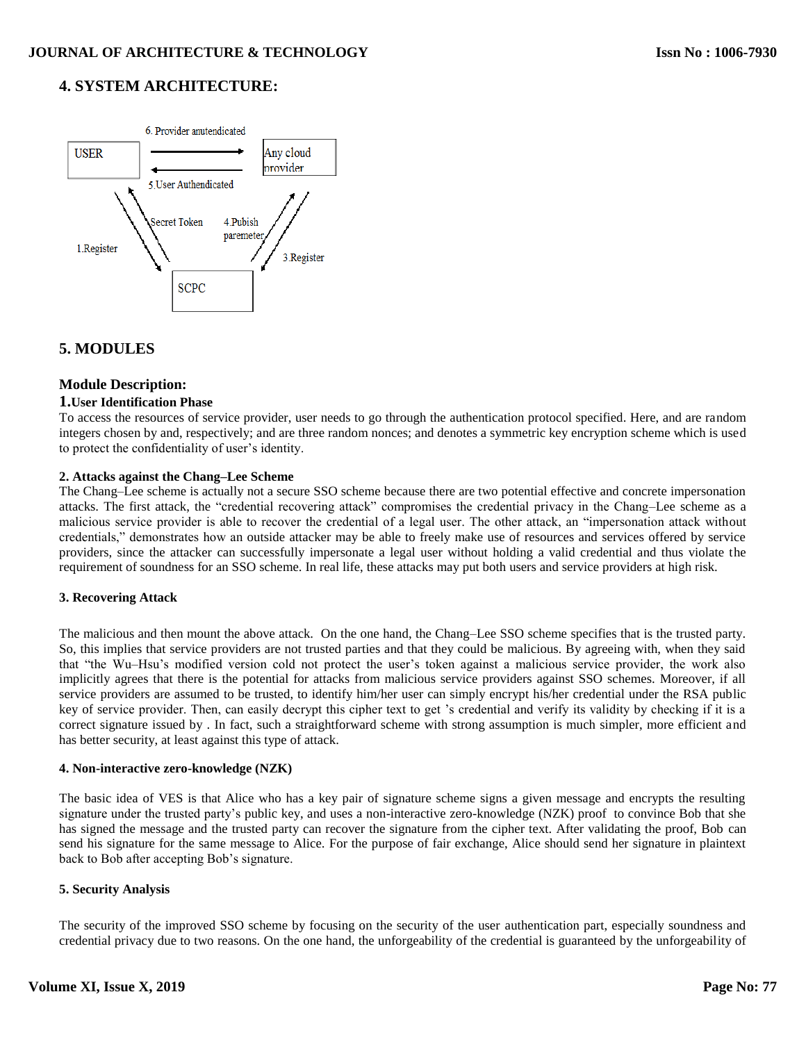## 4. SYSTEM ARCHITECTURE:

## 5. MODULES

### Module Description:

#### 1.User Identification Phase

To access the resources of service provider, user needs to go through the authentication protocol specified. Here, and are random integers chosen by and, respectively; and are three random nonces; and denotes a symmetric key encryption scheme which is used to protect the confidentiality of user's identity.

#### 2. Attacks against the Chang–Lee Scheme

The Chang–Lee scheme is actually not a secure SSO scheme because there are two potential effective and concrete impersonation attacks. The first attack, the "credential recovering attack" compromises the credential privacy in the Chang–Lee scheme as a malicious service provider is able to recover the credential of a legal user. The other attack, an "impersonation attack without credentials," demonstrates how an outside attacker may be able to freely make use of resources and services offered by service providers, since the attacker can successfully impersonate a legal user without holding a valid credential and thus violate the requirement of soundness for an SSO scheme. In real life, these attacks may put both users and service providers at high risk.

#### 3. Recovering Attack

The malicious and then mount the above attack. On the one hand, the Chang–Lee SSO scheme specifies that is the trusted party. So, this implies that service providers are not trusted parties and that they could be malicious. By agreeing with, when they said that "the Wu–Hsu's modified version cold not protect the user's token against a malicious service provider, the work also implicitly agrees that there is the potential for attacks from malicious service providers against SSO schemes. Moreover, if all service providers are assumed to be trusted, to identify him/her user can simply encrypt his/her credential under the RSA public key of service provider. Then, can easily decrypt this cipher text to get 's credential and verify its validity by checking if it is a correct signature issued by . In fact, such a straightforward scheme with strong assumption is much simpler, more efficient and has better security, at least against this type of attack.

#### 4. Non-interactive zero-knowledge (NZK)

The basic idea of VES is that Alice who has a key pair of signature scheme signs a given message and encrypts the resulting signature under the trusted party's public key, and uses a non-interactive zero-knowledge (NZK) proof to convince Bob that she has signed the message and the trusted party can recover the signature from the cipher text. After validating the proof, Bob can send his signature for the same message to Alice. For the purpose of fair exchange, Alice should send her signature in plaintext back to Bob after accepting Bob's signature.

#### 5. Security Analysis

The security of the improved SSO scheme by focusing on the security of the user authentication part, especially soundness and credential privacy due to two reasons. On the one hand, the unforgeability of the credential is guaranteed by the unforgeability of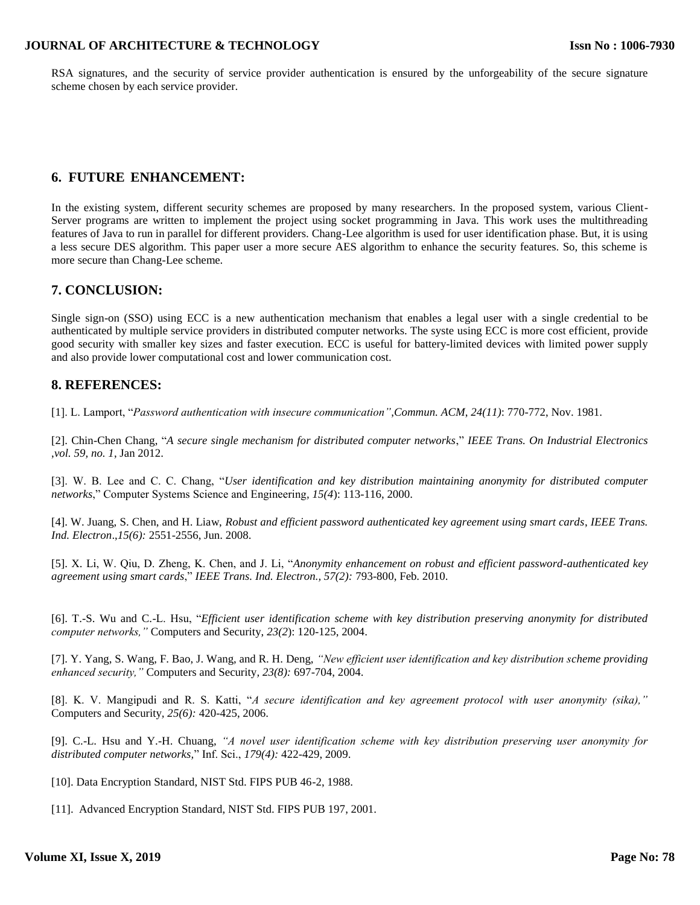RSA signatures, and the security of service provider authentication is ensured by the unforgeability of the secure signature scheme chosen by each service provider.

## 6. FUTURE ENHANCEMENT:

In the existing system, different security schemes are proposed by many researchers. In the proposed system, various Client-Server programs are written to implement the project using socket programming in Java. This work uses the multithreading features of Java to run in parallel for different providers. Chang-Lee algorithm is used for user identification phase. But, it is using a less secure DES algorithm. This paper user a more secure AES algorithm to enhance the security features. So, this scheme is more secure than Chang-Lee scheme.

## 7. CONCLUSION:

Single sign-on (SSO) using ECC is a new authentication mechanism that enables a legal user with a single credential to be authenticated by multiple service providers in distributed computer networks. The syste using ECC is more cost efficient, provide good security with smaller key sizes and faster execution. ECC is useful for battery-limited devices with limited power supply and also provide lower computational cost and lower communication cost.

## 8. REFERENCES:

[1]. L. Lamport, "*Password authentication with insecure communication*",*Commun. ACM*, *24(11)*: 770-772, Nov. 1981.

[2]. Chin-Chen Chang, "*A secure single mechanism for distributed computer networks*," *IEEE Trans. On Industrial Electronics ,vol. 59, no. 1*, Jan 2012.

[3]. W. B. Lee and C. C. Chang, "*User identification and key distribution maintaining anonymity for distributed computer networks*," Computer Systems Science and Engineering, *15(4*): 113-116, 2000.

[4]. W. Juang, S. Chen, and H. Liaw, *Robust and efficient password authenticated key agreement using smart cards*, *IEEE Trans. Ind. Electron*.,*15(6):* 2551-2556, Jun. 2008.

[5]. X. Li, W. Qiu, D. Zheng, K. Chen, and J. Li, "*Anonymity enhancement on robust and efficient password-authenticated key agreement using smart cards*," *IEEE Trans. Ind. Electron., 57(2):* 793-800, Feb. 2010.

[6]. T.-S. Wu and C.-L. Hsu, "*Efficient user identification scheme with key distribution preserving anonymity for distributed computer networks,"* Computers and Security, *23(2*): 120-125, 2004.

[7]. Y. Yang, S. Wang, F. Bao, J. Wang, and R. H. Deng, *"New efficient user identification and key distribution scheme providing enhanced security,"* Computers and Security*, 23(8):* 697-704, 2004.

[8]. K. V. Mangipudi and R. S. Katti, "*A secure identification and key agreement protocol with user anonymity (sika),"* Computers and Security, *25(6):* 420-425, 2006.

[9]. C.-L. Hsu and Y.-H. Chuang, *"A novel user identification scheme with key distribution preserving user anonymity for distributed computer networks,*" Inf. Sci., *179(4):* 422-429, 2009.

[10]. Data Encryption Standard, NIST Std. FIPS PUB 46-2, 1988.

[11]. Advanced Encryption Standard, NIST Std. FIPS PUB 197, 2001.